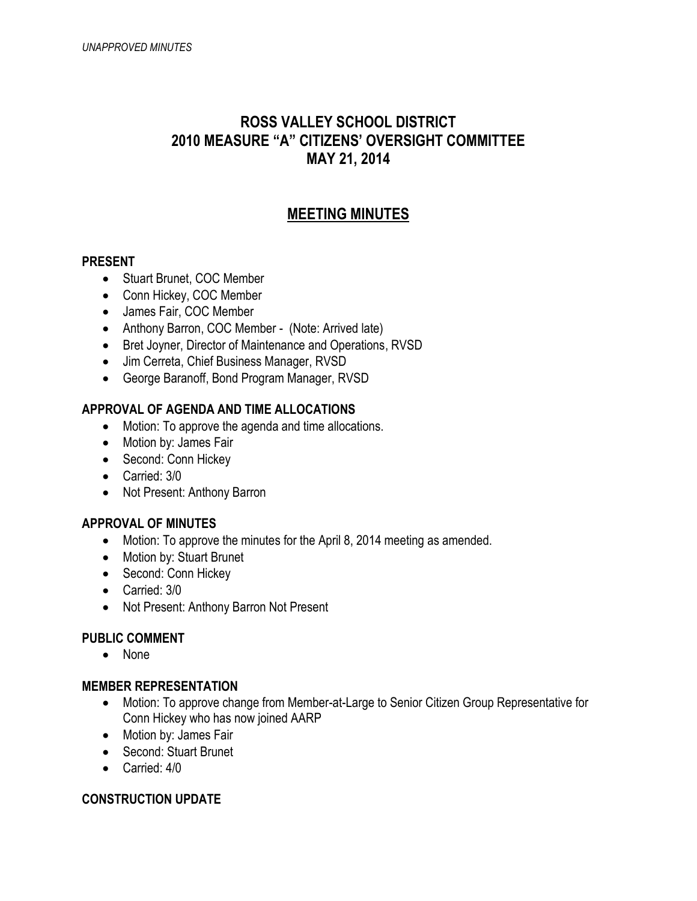*UNAPPROVED MINUTES*

# ROSS VALLEY SCHOOL DISTRICT
# 2010 MEASURE "A" CITIZENS' OVERSIGHT COMMITTEE
# MAY 21, 2014

## MEETING MINUTES

### PRESENT

- Stuart Brunet, COC Member
- Conn Hickey, COC Member
- James Fair, COC Member
- Anthony Barron, COC Member - (Note: Arrived late)
- Bret Joyner, Director of Maintenance and Operations, RVSD
- Jim Cerreta, Chief Business Manager, RVSD
- George Baranoff, Bond Program Manager, RVSD

### APPROVAL OF AGENDA AND TIME ALLOCATIONS

- Motion: To approve the agenda and time allocations.
- Motion by: James Fair
- Second: Conn Hickey
- Carried: 3/0
- Not Present: Anthony Barron

### APPROVAL OF MINUTES

- Motion: To approve the minutes for the April 8, 2014 meeting as amended.
- Motion by: Stuart Brunet
- Second: Conn Hickey
- Carried: 3/0
- Not Present: Anthony Barron Not Present

### PUBLIC COMMENT

- None

### MEMBER REPRESENTATION

- Motion: To approve change from Member-at-Large to Senior Citizen Group Representative for Conn Hickey who has now joined AARP
- Motion by: James Fair
- Second: Stuart Brunet
- Carried: 4/0

### CONSTRUCTION UPDATE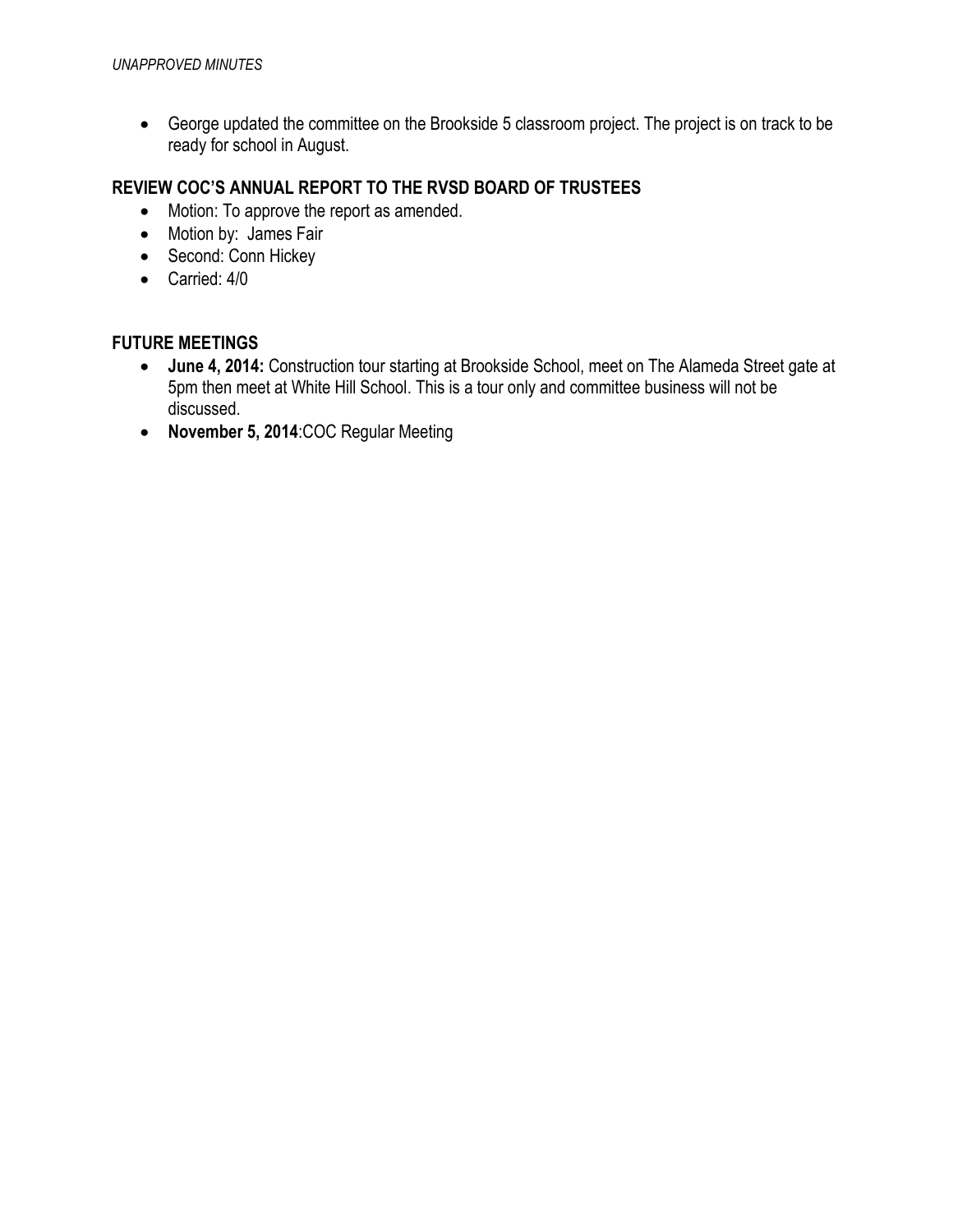*UNAPPROVED MINUTES*

- George updated the committee on the Brookside 5 classroom project. The project is on track to be ready for school in August.

## REVIEW COC'S ANNUAL REPORT TO THE RVSD BOARD OF TRUSTEES

- Motion: To approve the report as amended.
- Motion by: James Fair
- Second: Conn Hickey
- Carried: 4/0

## FUTURE MEETINGS

- **June 4, 2014:** Construction tour starting at Brookside School, meet on The Alameda Street gate at 5pm then meet at White Hill School. This is a tour only and committee business will not be discussed.
- **November 5, 2014**:COC Regular Meeting